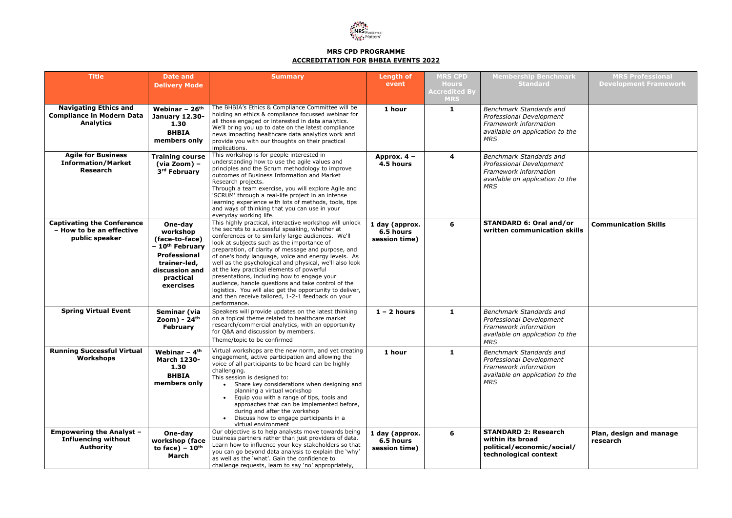**MRS CPD PROGRAMME**

**ACCREDITATION FOR BHBIA EVENTS 2022**

| Title | Date and Delivery Mode | Summary | Length of event | MRS CPD Hours Accredited By MRS | Membership Benchmark Standard | MRS Professional Development Framework |
|---|---|---|---|---|---|---|
| **Navigating Ethics and Compliance in Modern Data Analytics** | **Webinar – 26th January 12.30-1.30 BHBIA members only** | The BHBIA's Ethics & Compliance Committee will be holding an ethics & compliance focussed webinar for all those engaged or interested in data analytics. We'll bring you up to date on the latest compliance news impacting healthcare data analytics work and provide you with our thoughts on their practical implications. | **1 hour** | **1** | *Benchmark Standards and Professional Development Framework information available on application to the MRS* | |
| **Agile for Business Information/Market Research** | **Training course (via Zoom) – 3rd February** | This workshop is for people interested in understanding how to use the agile values and principles and the Scrum methodology to improve outcomes of Business Information and Market Research projects. Through a team exercise, you will explore Agile and 'SCRUM' through a real-life project in an intense learning experience with lots of methods, tools, tips and ways of thinking that you can use in your everyday working life. | **Approx. 4 – 4.5 hours** | **4** | *Benchmark Standards and Professional Development Framework information available on application to the MRS* | |
| **Captivating the Conference – How to be an effective public speaker** | **One-day workshop (face-to-face) – 10th February Professional trainer-led, discussion and practical exercises** | This highly practical, interactive workshop will unlock the secrets to successful speaking, whether at conferences or to similarly large audiences. We'll look at subjects such as the importance of preparation, of clarity of message and purpose, and of one's body language, voice and energy levels. As well as the psychological and physical, we'll also look at the key practical elements of powerful presentations, including how to engage your audience, handle questions and take control of the logistics. You will also get the opportunity to deliver, and then receive tailored, 1-2-1 feedback on your performance. | **1 day (approx. 6.5 hours session time)** | **6** | **STANDARD 6: Oral and/or written communication skills** | **Communication Skills** |
| **Spring Virtual Event** | **Seminar (via Zoom) - 24th February** | Speakers will provide updates on the latest thinking on a topical theme related to healthcare market research/commercial analytics, with an opportunity for Q&A and discussion by members. Theme/topic to be confirmed | **1 – 2 hours** | **1** | *Benchmark Standards and Professional Development Framework information available on application to the MRS* | |
| **Running Successful Virtual Workshops** | **Webinar – 4th March 1230-1.30 BHBIA members only** | Virtual workshops are the new norm, and yet creating engagement, active participation and allowing the voice of all participants to be heard can be highly challenging. This session is designed to: <br>• Share key considerations when designing and planning a virtual workshop <br>• Equip you with a range of tips, tools and approaches that can be implemented before, during and after the workshop <br>• Discuss how to engage participants in a virtual environment | **1 hour** | **1** | *Benchmark Standards and Professional Development Framework information available on application to the MRS* | |
| **Empowering the Analyst – Influencing without Authority** | **One-day workshop (face to face) – 10th March** | Our objective is to help analysts move towards being business partners rather than just providers of data. Learn how to influence your key stakeholders so that you can go beyond data analysis to explain the 'why' as well as the 'what'. Gain the confidence to challenge requests, learn to say 'no' appropriately, | **1 day (approx. 6.5 hours session time)** | **6** | **STANDARD 2: Research within its broad political/economic/social/ technological context** | **Plan, design and manage research** |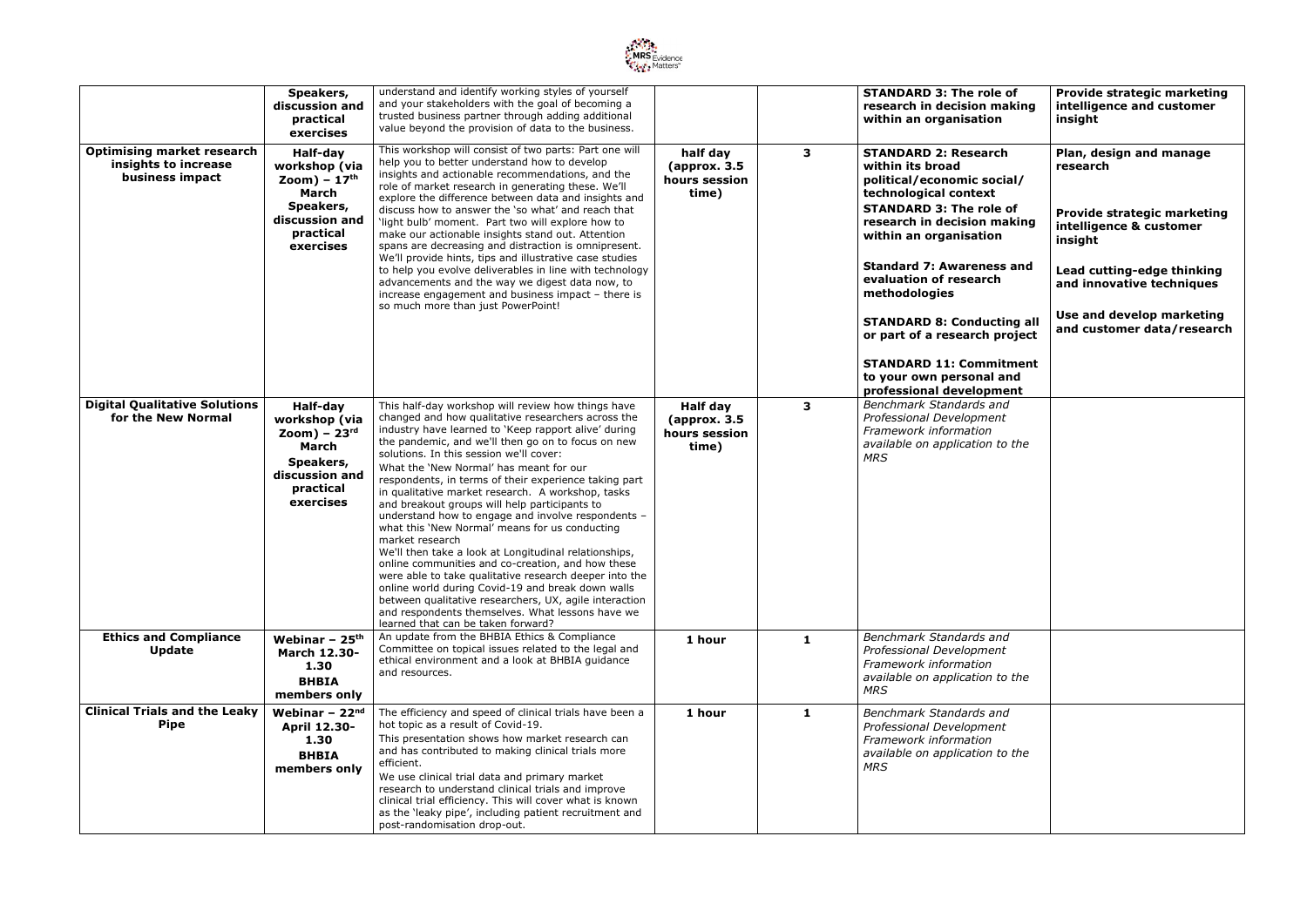| | | | | | | |
|---|---|---|---|---|---|---|
| | **Speakers, discussion and practical exercises** | understand and identify working styles of yourself and your stakeholders with the goal of becoming a trusted business partner through adding additional value beyond the provision of data to the business. | | | **STANDARD 3: The role of research in decision making within an organisation** | **Provide strategic marketing intelligence and customer insight** |
| **Optimising market research insights to increase business impact** | **Half-day workshop (via Zoom) – 17th March Speakers, discussion and practical exercises** | This workshop will consist of two parts: Part one will help you to better understand how to develop insights and actionable recommendations, and the role of market research in generating these. We'll explore the difference between data and insights and discuss how to answer the 'so what' and reach that 'light bulb' moment. Part two will explore how to make our actionable insights stand out. Attention spans are decreasing and distraction is omnipresent. We'll provide hints, tips and illustrative case studies to help you evolve deliverables in line with technology advancements and the way we digest data now, to increase engagement and business impact – there is so much more than just PowerPoint! | **half day (approx. 3.5 hours session time)** | **3** | **STANDARD 2: Research within its broad political/economic social/ technological context**<br>**STANDARD 3: The role of research in decision making within an organisation**<br><br>**Standard 7: Awareness and evaluation of research methodologies**<br><br>**STANDARD 8: Conducting all or part of a research project**<br><br>**STANDARD 11: Commitment to your own personal and professional development** | **Plan, design and manage research**<br><br>**Provide strategic marketing intelligence & customer insight**<br><br>**Lead cutting-edge thinking and innovative techniques**<br><br>**Use and develop marketing and customer data/research** |
| **Digital Qualitative Solutions for the New Normal** | **Half-day workshop (via Zoom) – 23rd March Speakers, discussion and practical exercises** | This half-day workshop will review how things have changed and how qualitative researchers across the industry have learned to 'Keep rapport alive' during the pandemic, and we'll then go on to focus on new solutions. In this session we'll cover:<br>What the 'New Normal' has meant for our respondents, in terms of their experience taking part in qualitative market research. A workshop, tasks and breakout groups will help participants to understand how to engage and involve respondents – what this 'New Normal' means for us conducting market research<br>We'll then take a look at Longitudinal relationships, online communities and co-creation, and how these were able to take qualitative research deeper into the online world during Covid-19 and break down walls between qualitative researchers, UX, agile interaction and respondents themselves. What lessons have we learned that can be taken forward? | **Half day (approx. 3.5 hours session time)** | **3** | *Benchmark Standards and Professional Development Framework information available on application to the MRS* | |
| **Ethics and Compliance Update** | **Webinar – 25th March 12.30-1.30 BHBIA members only** | An update from the BHBIA Ethics & Compliance Committee on topical issues related to the legal and ethical environment and a look at BHBIA guidance and resources. | **1 hour** | **1** | *Benchmark Standards and Professional Development Framework information available on application to the MRS* | |
| **Clinical Trials and the Leaky Pipe** | **Webinar – 22nd April 12.30-1.30 BHBIA members only** | The efficiency and speed of clinical trials have been a hot topic as a result of Covid-19.<br>This presentation shows how market research can and has contributed to making clinical trials more efficient.<br>We use clinical trial data and primary market research to understand clinical trials and improve clinical trial efficiency. This will cover what is known as the 'leaky pipe', including patient recruitment and post-randomisation drop-out. | **1 hour** | **1** | *Benchmark Standards and Professional Development Framework information available on application to the MRS* | |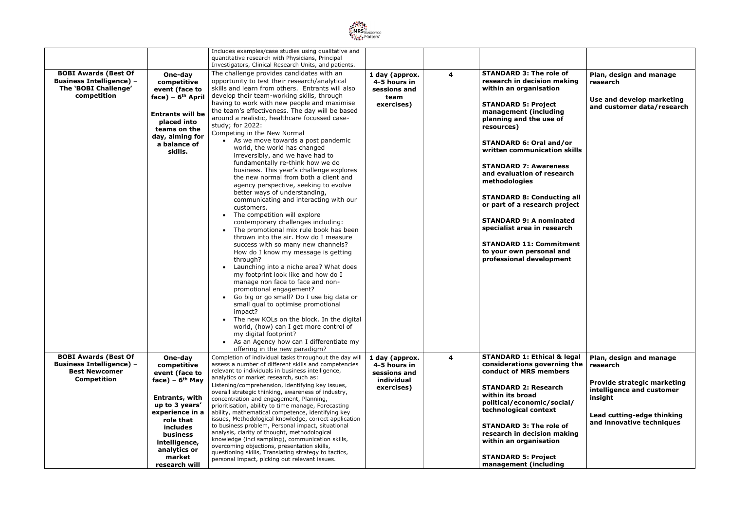| | | | | | | |
|---|---|---|---|---|---|---|
| | | Includes examples/case studies using qualitative and quantitative research with Physicians, Principal Investigators, Clinical Research Units, and patients. | | | | |
| **BOBI Awards (Best Of Business Intelligence) – The 'BOBI Challenge' competition** | **One-day competitive event (face to face) – 6th April**<br><br>**Entrants will be placed into teams on the day, aiming for a balance of skills.** | The challenge provides candidates with an opportunity to test their research/analytical skills and learn from others. Entrants will also develop their team-working skills, through having to work with new people and maximise the team's effectiveness. The day will be based around a realistic, healthcare focussed case-study; for 2022:<br>Competing in the New Normal<br>• As we move towards a post pandemic world, the world has changed irreversibly, and we have had to fundamentally re-think how we do business. This year's challenge explores the new normal from both a client and agency perspective, seeking to evolve better ways of understanding, communicating and interacting with our customers.<br>• The competition will explore contemporary challenges including:<br>• The promotional mix rule book has been thrown into the air. How do I measure success with so many new channels? How do I know my message is getting through?<br>• Launching into a niche area? What does my footprint look like and how do I manage non face to face and non-promotional engagement?<br>• Go big or go small? Do I use big data or small qual to optimise promotional impact?<br>• The new KOLs on the block. In the digital world, (how) can I get more control of my digital footprint?<br>• As an Agency how can I differentiate my offering in the new paradigm? | **1 day (approx. 4-5 hours in sessions and team exercises)** | **4** | **STANDARD 3: The role of research in decision making within an organisation**<br><br>**STANDARD 5: Project management (including planning and the use of resources)**<br><br>**STANDARD 6: Oral and/or written communication skills**<br><br>**STANDARD 7: Awareness and evaluation of research methodologies**<br><br>**STANDARD 8: Conducting all or part of a research project**<br><br>**STANDARD 9: A nominated specialist area in research**<br><br>**STANDARD 11: Commitment to your own personal and professional development** | **Plan, design and manage research**<br><br>**Use and develop marketing and customer data/research** |
| **BOBI Awards (Best Of Business Intelligence) – Best Newcomer Competition** | **One-day competitive event (face to face) – 6th May**<br><br>**Entrants, with up to 3 years' experience in a role that includes business intelligence, analytics or market research will** | Completion of individual tasks throughout the day will assess a number of different skills and competencies relevant to individuals in business intelligence, analytics or market research, such as:<br>Listening/comprehension, identifying key issues, overall strategic thinking, awareness of industry, concentration and engagement, Planning, prioritisation, ability to time manage, Forecasting ability, mathematical competence, identifying key issues, Methodological knowledge, correct application to business problem, Personal impact, situational analysis, clarity of thought, methodological knowledge (incl sampling), communication skills, overcoming objections, presentation skills, questioning skills, Translating strategy to tactics, personal impact, picking out relevant issues. | **1 day (approx. 4-5 hours in sessions and individual exercises)** | **4** | **STANDARD 1: Ethical & legal considerations governing the conduct of MRS members**<br><br>**STANDARD 2: Research within its broad political/economic/social/ technological context**<br><br>**STANDARD 3: The role of research in decision making within an organisation**<br><br>**STANDARD 5: Project management (including** | **Plan, design and manage research**<br><br>**Provide strategic marketing intelligence and customer insight**<br><br>**Lead cutting-edge thinking and innovative techniques** |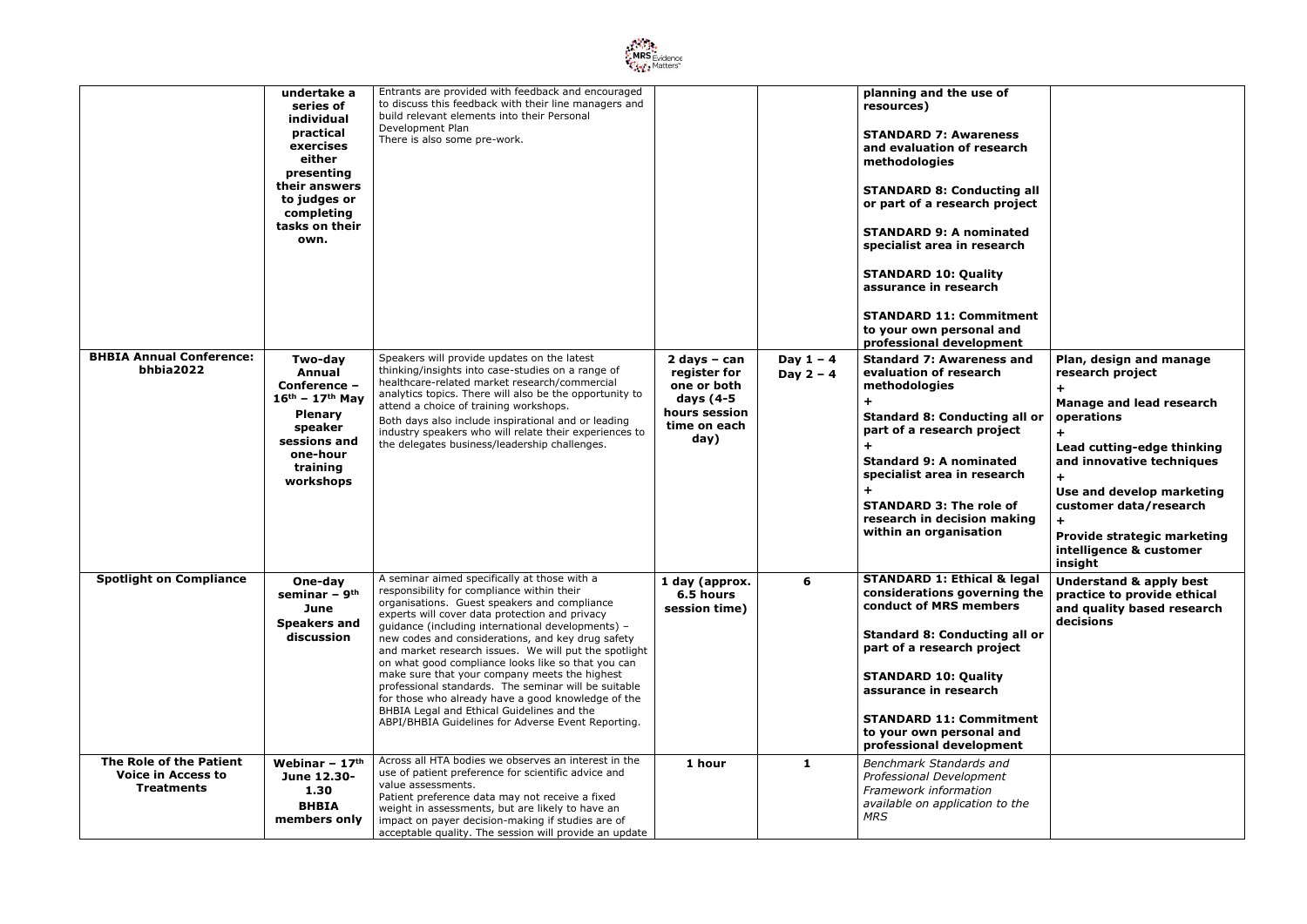| | **undertake a series of individual practical exercises either presenting their answers to judges or completing tasks on their own.** | Entrants are provided with feedback and encouraged to discuss this feedback with their line managers and build relevant elements into their Personal Development Plan<br>There is also some pre-work. | | | **planning and the use of resources)**<br><br>**STANDARD 7: Awareness and evaluation of research methodologies**<br><br>**STANDARD 8: Conducting all or part of a research project**<br><br>**STANDARD 9: A nominated specialist area in research**<br><br>**STANDARD 10: Quality assurance in research**<br><br>**STANDARD 11: Commitment to your own personal and professional development** | |
|---|---|---|---|---|---|---|
| **BHBIA Annual Conference: bhbia2022** | **Two-day Annual Conference – 16th – 17th May**<br>**Plenary speaker sessions and one-hour training workshops** | Speakers will provide updates on the latest thinking/insights into case-studies on a range of healthcare-related market research/commercial analytics topics. There will also be the opportunity to attend a choice of training workshops.<br>Both days also include inspirational and or leading industry speakers who will relate their experiences to the delegates business/leadership challenges. | **2 days – can register for one or both days (4-5 hours session time on each day)** | **Day 1 – 4**<br>**Day 2 – 4** | **Standard 7: Awareness and evaluation of research methodologies**<br>**+**<br>**Standard 8: Conducting all or part of a research project**<br>**+**<br>**Standard 9: A nominated specialist area in research**<br>**+**<br>**STANDARD 3: The role of research in decision making within an organisation** | **Plan, design and manage research project**<br>**+**<br>**Manage and lead research operations**<br>**+**<br>**Lead cutting-edge thinking and innovative techniques**<br>**+**<br>**Use and develop marketing customer data/research**<br>**+**<br>**Provide strategic marketing intelligence & customer insight** |
| **Spotlight on Compliance** | **One-day seminar – 9th June**<br>**Speakers and discussion** | A seminar aimed specifically at those with a responsibility for compliance within their organisations. Guest speakers and compliance experts will cover data protection and privacy guidance (including international developments) – new codes and considerations, and key drug safety and market research issues. We will put the spotlight on what good compliance looks like so that you can make sure that your company meets the highest professional standards. The seminar will be suitable for those who already have a good knowledge of the BHBIA Legal and Ethical Guidelines and the ABPI/BHBIA Guidelines for Adverse Event Reporting. | **1 day (approx. 6.5 hours session time)** | **6** | **STANDARD 1: Ethical & legal considerations governing the conduct of MRS members**<br><br>**Standard 8: Conducting all or part of a research project**<br><br>**STANDARD 10: Quality assurance in research**<br><br>**STANDARD 11: Commitment to your own personal and professional development** | **Understand & apply best practice to provide ethical and quality based research decisions** |
| **The Role of the Patient Voice in Access to Treatments** | **Webinar – 17th June 12.30-1.30**<br>**BHBIA members only** | Across all HTA bodies we observes an interest in the use of patient preference for scientific advice and value assessments.<br>Patient preference data may not receive a fixed weight in assessments, but are likely to have an impact on payer decision-making if studies are of acceptable quality. The session will provide an update | **1 hour** | **1** | *Benchmark Standards and Professional Development Framework information available on application to the MRS* | |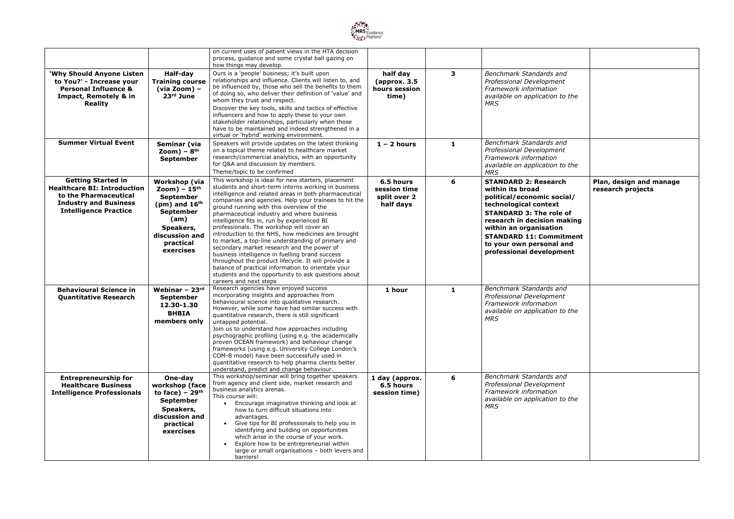| | | | | | | |
|---|---|---|---|---|---|---|
| | | on current uses of patient views in the HTA decision process, guidance and some crystal ball gazing on how things may develop. | | | | |
| **'Why Should Anyone Listen to You?' - Increase your Personal Influence & Impact, Remotely & in Reality** | **Half-day Training course (via Zoom) – 23rd June** | Ours is a 'people' business; it's built upon relationships and influence. Clients will listen to, and be influenced by, those who sell the benefits to them of doing so, who deliver their definition of 'value' and whom they trust and respect.<br>Discover the key tools, skills and tactics of effective influencers and how to apply these to your own stakeholder relationships, particularly when those have to be maintained and indeed strengthened in a virtual or 'hybrid' working environment. | **half day (approx. 3.5 hours session time)** | **3** | *Benchmark Standards and Professional Development Framework information available on application to the MRS* | |
| **Summer Virtual Event** | **Seminar (via Zoom) – 8th September** | Speakers will provide updates on the latest thinking on a topical theme related to healthcare market research/commercial analytics, with an opportunity for Q&A and discussion by members.<br>Theme/topic to be confirmed | **1 – 2 hours** | **1** | *Benchmark Standards and Professional Development Framework information available on application to the MRS* | |
| **Getting Started in Healthcare BI: Introduction to the Pharmaceutical Industry and Business Intelligence Practice** | **Workshop (via Zoom) – 15th September (pm) and 16th September (am) Speakers, discussion and practical exercises** | This workshop is ideal for new starters, placement students and short-term interns working in business intelligence and related areas in both pharmaceutical companies and agencies. Help your trainees to hit the ground running with this overview of the pharmaceutical industry and where business intelligence fits in, run by experienced BI professionals. The workshop will cover an introduction to the NHS, how medicines are brought to market, a top-line understanding of primary and secondary market research and the power of business intelligence in fuelling brand success throughout the product lifecycle. It will provide a balance of practical information to orientate your students and the opportunity to ask questions about careers and next steps | **6.5 hours session time split over 2 half days** | **6** | **STANDARD 2: Research within its broad political/economic social/ technological context**<br>**STANDARD 3: The role of research in decision making within an organisation**<br>**STANDARD 11: Commitment to your own personal and professional development** | **Plan, design and manage research projects** |
| **Behavioural Science in Quantitative Research** | **Webinar – 23rd September 12.30-1.30 BHBIA members only** | Research agencies have enjoyed success incorporating insights and approaches from behavioural science into qualitative research. However, while some have had similar success with quantitative research, there is still significant untapped potential.<br>Join us to understand how approaches including psychographic profiling (using e.g. the academically proven OCEAN framework) and behaviour change frameworks (using e.g. University College London's COM-B model) have been successfully used in quantitative research to help pharma clients better understand, predict and change behaviour. | **1 hour** | **1** | *Benchmark Standards and Professional Development Framework information available on application to the MRS* | |
| **Entrepreneurship for Healthcare Business Intelligence Professionals** | **One-day workshop (face to face) – 29th September Speakers, discussion and practical exercises** | This workshop/seminar will bring together speakers from agency and client side, market research and business analytics arenas.<br>This course will:<br>• Encourage imaginative thinking and look at how to turn difficult situations into advantages.<br>• Give tips for BI professionals to help you in identifying and building on opportunities which arise in the course of your work.<br>• Explore how to be entrepreneurial within large or small organisations – both levers and barriers! | **1 day (approx. 6.5 hours session time)** | **6** | *Benchmark Standards and Professional Development Framework information available on application to the MRS* | |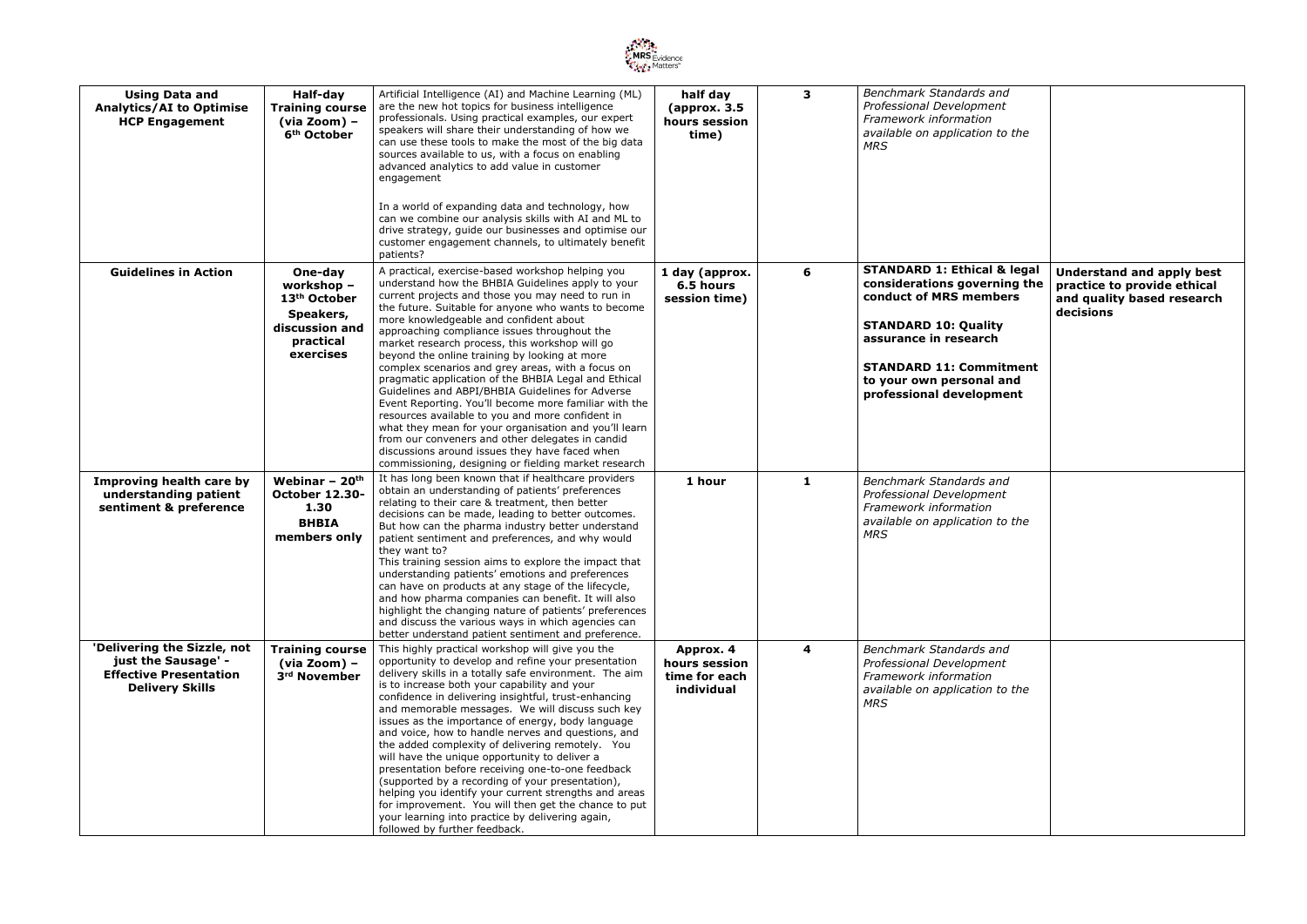| Using Data and Analytics/AI to Optimise HCP Engagement | Half-day Training course (via Zoom) – 6th October | Artificial Intelligence (AI) and Machine Learning (ML) are the new hot topics for business intelligence professionals. Using practical examples, our expert speakers will share their understanding of how we can use these tools to make the most of the big data sources available to us, with a focus on enabling advanced analytics to add value in customer engagement<br><br>In a world of expanding data and technology, how can we combine our analysis skills with AI and ML to drive strategy, guide our businesses and optimise our customer engagement channels, to ultimately benefit patients? | half day (approx. 3.5 hours session time) | 3 | *Benchmark Standards and Professional Development Framework information available on application to the MRS* | |
|---|---|---|---|---|---|---|
| **Guidelines in Action** | **One-day workshop – 13th October Speakers, discussion and practical exercises** | A practical, exercise-based workshop helping you understand how the BHBIA Guidelines apply to your current projects and those you may need to run in the future. Suitable for anyone who wants to become more knowledgeable and confident about approaching compliance issues throughout the market research process, this workshop will go beyond the online training by looking at more complex scenarios and grey areas, with a focus on pragmatic application of the BHBIA Legal and Ethical Guidelines and ABPI/BHBIA Guidelines for Adverse Event Reporting. You'll become more familiar with the resources available to you and more confident in what they mean for your organisation and you'll learn from our conveners and other delegates in candid discussions around issues they have faced when commissioning, designing or fielding market research | **1 day (approx. 6.5 hours session time)** | **6** | **STANDARD 1: Ethical & legal considerations governing the conduct of MRS members**<br><br>**STANDARD 10: Quality assurance in research**<br><br>**STANDARD 11: Commitment to your own personal and professional development** | **Understand and apply best practice to provide ethical and quality based research decisions** |
| **Improving health care by understanding patient sentiment & preference** | **Webinar – 20th October 12.30-1.30 BHBIA members only** | It has long been known that if healthcare providers obtain an understanding of patients' preferences relating to their care & treatment, then better decisions can be made, leading to better outcomes. But how can the pharma industry better understand patient sentiment and preferences, and why would they want to?<br>This training session aims to explore the impact that understanding patients' emotions and preferences can have on products at any stage of the lifecycle, and how pharma companies can benefit. It will also highlight the changing nature of patients' preferences and discuss the various ways in which agencies can better understand patient sentiment and preference. | **1 hour** | **1** | *Benchmark Standards and Professional Development Framework information available on application to the MRS* | |
| **'Delivering the Sizzle, not just the Sausage' - Effective Presentation Delivery Skills** | **Training course (via Zoom) – 3rd November** | This highly practical workshop will give you the opportunity to develop and refine your presentation delivery skills in a totally safe environment. The aim is to increase both your capability and your confidence in delivering insightful, trust-enhancing and memorable messages. We will discuss such key issues as the importance of energy, body language and voice, how to handle nerves and questions, and the added complexity of delivering remotely. You will have the unique opportunity to deliver a presentation before receiving one-to-one feedback (supported by a recording of your presentation), helping you identify your current strengths and areas for improvement. You will then get the chance to put your learning into practice by delivering again, followed by further feedback. | **Approx. 4 hours session time for each individual** | **4** | *Benchmark Standards and Professional Development Framework information available on application to the MRS* | |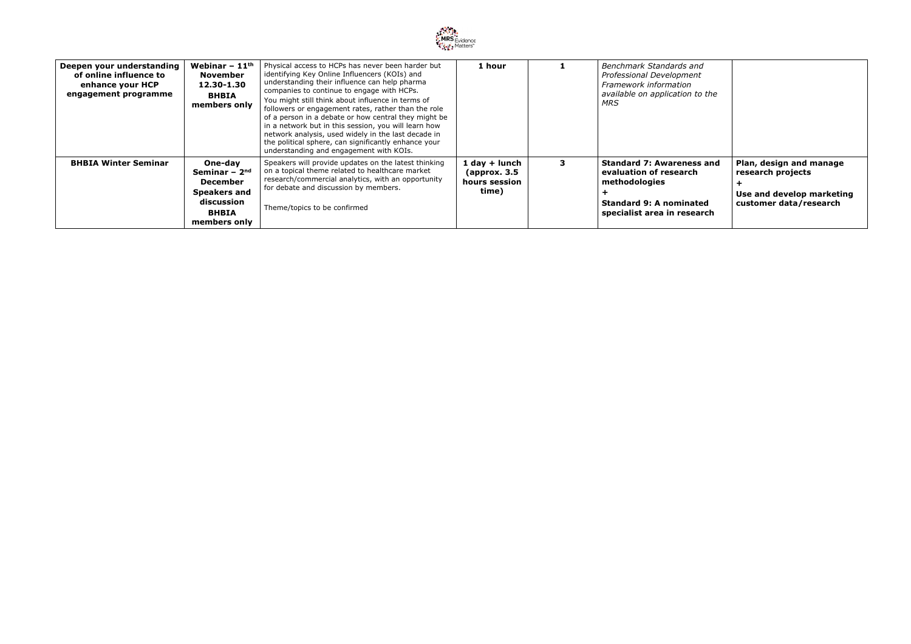| | | | | | | |
|---|---|---|---|---|---|---|
| **Deepen your understanding of online influence to enhance your HCP engagement programme** | **Webinar – 11th November 12.30-1.30 BHBIA members only** | Physical access to HCPs has never been harder but identifying Key Online Influencers (KOIs) and understanding their influence can help pharma companies to continue to engage with HCPs. You might still think about influence in terms of followers or engagement rates, rather than the role of a person in a debate or how central they might be in a network but in this session, you will learn how network analysis, used widely in the last decade in the political sphere, can significantly enhance your understanding and engagement with KOIs. | **1 hour** | **1** | *Benchmark Standards and Professional Development Framework information available on application to the MRS* | |
| **BHBIA Winter Seminar** | **One-day Seminar – 2nd December Speakers and discussion BHBIA members only** | Speakers will provide updates on the latest thinking on a topical theme related to healthcare market research/commercial analytics, with an opportunity for debate and discussion by members.<br><br>Theme/topics to be confirmed | **1 day + lunch (approx. 3.5 hours session time)** | **3** | **Standard 7: Awareness and evaluation of research methodologies<br>+<br>Standard 9: A nominated specialist area in research** | **Plan, design and manage research projects<br>+<br>Use and develop marketing customer data/research** |